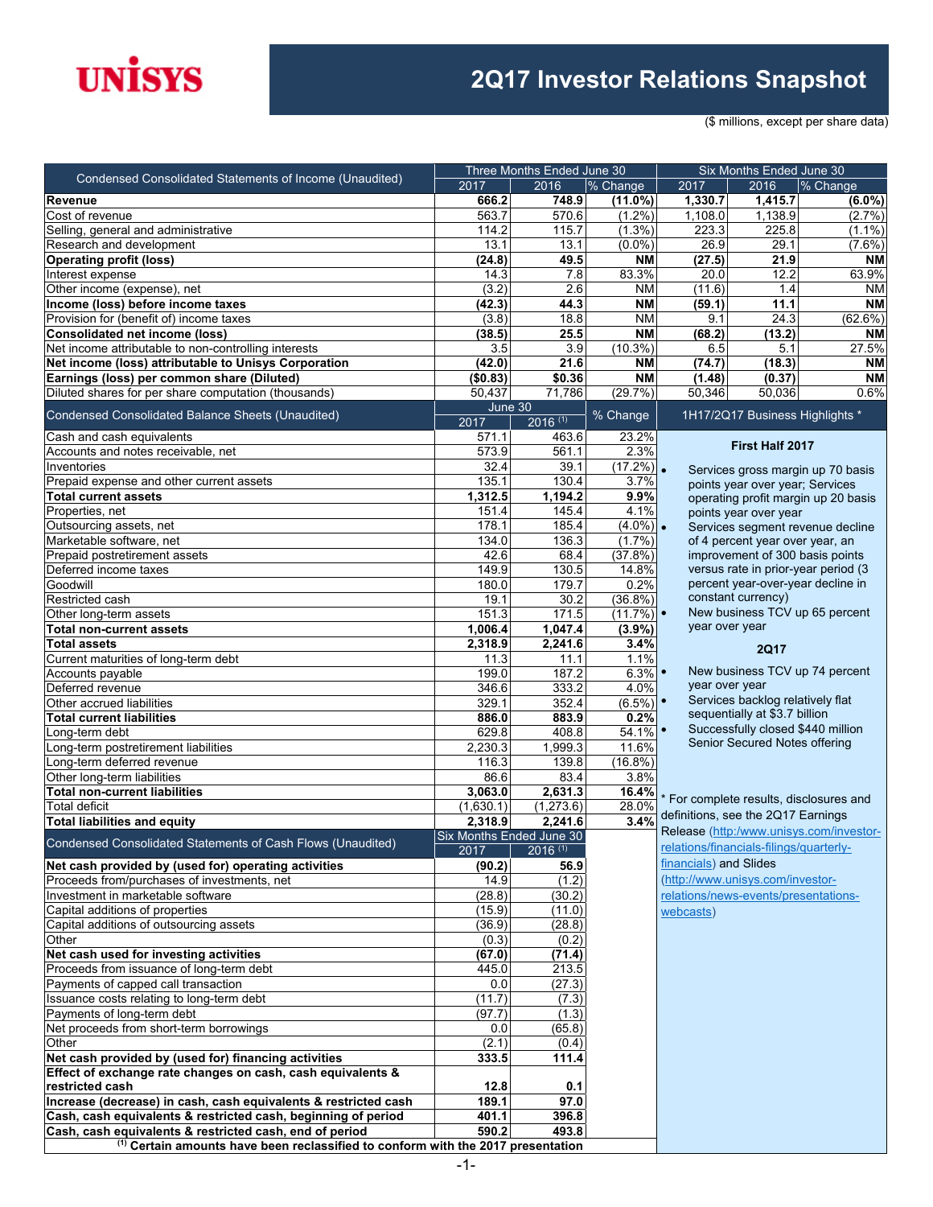# 2Q17 Investor Relations Snapshot

($ millions, except per share data)

| Condensed Consolidated Statements of Income (Unaudited) | Three Months Ended June 30 | | | Six Months Ended June 30 | | |
|---|---|---|---|---|---|---|
| | 2017 | 2016 | % Change | 2017 | 2016 | % Change |
| **Revenue** | **666.2** | **748.9** | **(11.0%)** | **1,330.7** | **1,415.7** | **(6.0%)** |
| Cost of revenue | 563.7 | 570.6 | (1.2%) | 1,108.0 | 1,138.9 | (2.7%) |
| Selling, general and administrative | 114.2 | 115.7 | (1.3%) | 223.3 | 225.8 | (1.1%) |
| Research and development | 13.1 | 13.1 | (0.0%) | 26.9 | 29.1 | (7.6%) |
| **Operating profit (loss)** | **(24.8)** | **49.5** | **NM** | **(27.5)** | **21.9** | **NM** |
| Interest expense | 14.3 | 7.8 | 83.3% | 20.0 | 12.2 | 63.9% |
| Other income (expense), net | (3.2) | 2.6 | NM | (11.6) | 1.4 | NM |
| **Income (loss) before income taxes** | **(42.3)** | **44.3** | **NM** | **(59.1)** | **11.1** | **NM** |
| Provision for (benefit of) income taxes | (3.8) | 18.8 | NM | 9.1 | 24.3 | (62.6%) |
| **Consolidated net income (loss)** | **(38.5)** | **25.5** | **NM** | **(68.2)** | **(13.2)** | **NM** |
| Net income attributable to non-controlling interests | 3.5 | 3.9 | (10.3%) | 6.5 | 5.1 | 27.5% |
| **Net income (loss) attributable to Unisys Corporation** | **(42.0)** | **21.6** | **NM** | **(74.7)** | **(18.3)** | **NM** |
| **Earnings (loss) per common share (Diluted)** | **($0.83)** | **$0.36** | **NM** | **(1.48)** | **(0.37)** | **NM** |
| Diluted shares for per share computation (thousands) | 50,437 | 71,786 | (29.7%) | 50,346 | 50,036 | 0.6% |

| Condensed Consolidated Balance Sheets (Unaudited) | June 30 | | % Change |
|---|---|---|---|
| | 2017 | 2016 [1] | |
| Cash and cash equivalents | 571.1 | 463.6 | 23.2% |
| Accounts and notes receivable, net | 573.9 | 561.1 | 2.3% |
| Inventories | 32.4 | 39.1 | (17.2%) |
| Prepaid expense and other current assets | 135.1 | 130.4 | 3.7% |
| **Total current assets** | **1,312.5** | **1,194.2** | **9.9%** |
| Properties, net | 151.4 | 145.4 | 4.1% |
| Outsourcing assets, net | 178.1 | 185.4 | (4.0%) |
| Marketable software, net | 134.0 | 136.3 | (1.7%) |
| Prepaid postretirement assets | 42.6 | 68.4 | (37.8%) |
| Deferred income taxes | 149.9 | 130.5 | 14.8% |
| Goodwill | 180.0 | 179.7 | 0.2% |
| Restricted cash | 19.1 | 30.2 | (36.8%) |
| Other long-term assets | 151.3 | 171.5 | (11.7%) |
| **Total non-current assets** | **1,006.4** | **1,047.4** | **(3.9%)** |
| **Total assets** | **2,318.9** | **2,241.6** | **3.4%** |
| Current maturities of long-term debt | 11.3 | 11.1 | 1.1% |
| Accounts payable | 199.0 | 187.2 | 6.3% |
| Deferred revenue | 346.6 | 333.2 | 4.0% |
| Other accrued liabilities | 329.1 | 352.4 | (6.5%) |
| **Total current liabilities** | **886.0** | **883.9** | **0.2%** |
| Long-term debt | 629.8 | 408.8 | 54.1% |
| Long-term postretirement liabilities | 2,230.3 | 1,999.3 | 11.6% |
| Long-term deferred revenue | 116.3 | 139.8 | (16.8%) |
| Other long-term liabilities | 86.6 | 83.4 | 3.8% |
| **Total non-current liabilities** | **3,063.0** | **2,631.3** | **16.4%** |
| Total deficit | (1,630.1) | (1,273.6) | 28.0% |
| **Total liabilities and equity** | **2,318.9** | **2,241.6** | **3.4%** |

| Condensed Consolidated Statements of Cash Flows (Unaudited) | Six Months Ended June 30 | |
|---|---|---|
| | 2017 | 2016 [1] |
| **Net cash provided by (used for) operating activities** | **(90.2)** | **56.9** |
| Proceeds from/purchases of investments, net | 14.9 | (1.2) |
| Investment in marketable software | (28.8) | (30.2) |
| Capital additions of properties | (15.9) | (11.0) |
| Capital additions of outsourcing assets | (36.9) | (28.8) |
| Other | (0.3) | (0.2) |
| **Net cash used for investing activities** | **(67.0)** | **(71.4)** |
| Proceeds from issuance of long-term debt | 445.0 | 213.5 |
| Payments of capped call transaction | 0.0 | (27.3) |
| Issuance costs relating to long-term debt | (11.7) | (7.3) |
| Payments of long-term debt | (97.7) | (1.3) |
| Net proceeds from short-term borrowings | 0.0 | (65.8) |
| Other | (2.1) | (0.4) |
| **Net cash provided by (used for) financing activities** | **333.5** | **111.4** |
| **Effect of exchange rate changes on cash, cash equivalents & restricted cash** | **12.8** | **0.1** |
| **Increase (decrease) in cash, cash equivalents & restricted cash** | **189.1** | **97.0** |
| **Cash, cash equivalents & restricted cash, beginning of period** | **401.1** | **396.8** |
| **Cash, cash equivalents & restricted cash, end of period** | **590.2** | **493.8** |

**[1] Certain amounts have been reclassified to conform with the 2017 presentation**

## 1H17/2Q17 Business Highlights *

### First Half 2017

- Services gross margin up 70 basis points year over year; Services operating profit margin up 20 basis points year over year
- Services segment revenue decline of 4 percent year over year, an improvement of 300 basis points versus rate in prior-year period (3 percent year-over-year decline in constant currency)
- New business TCV up 65 percent year over year

### 2Q17

- New business TCV up 74 percent year over year
- Services backlog relatively flat sequentially at $3.7 billion
- Successfully closed $440 million Senior Secured Notes offering

* For complete results, disclosures and definitions, see the 2Q17 Earnings Release (http:/www.unisys.com/investor-relations/financials-filings/quarterly-financials) and Slides (http://www.unisys.com/investor-relations/news-events/presentations-webcasts)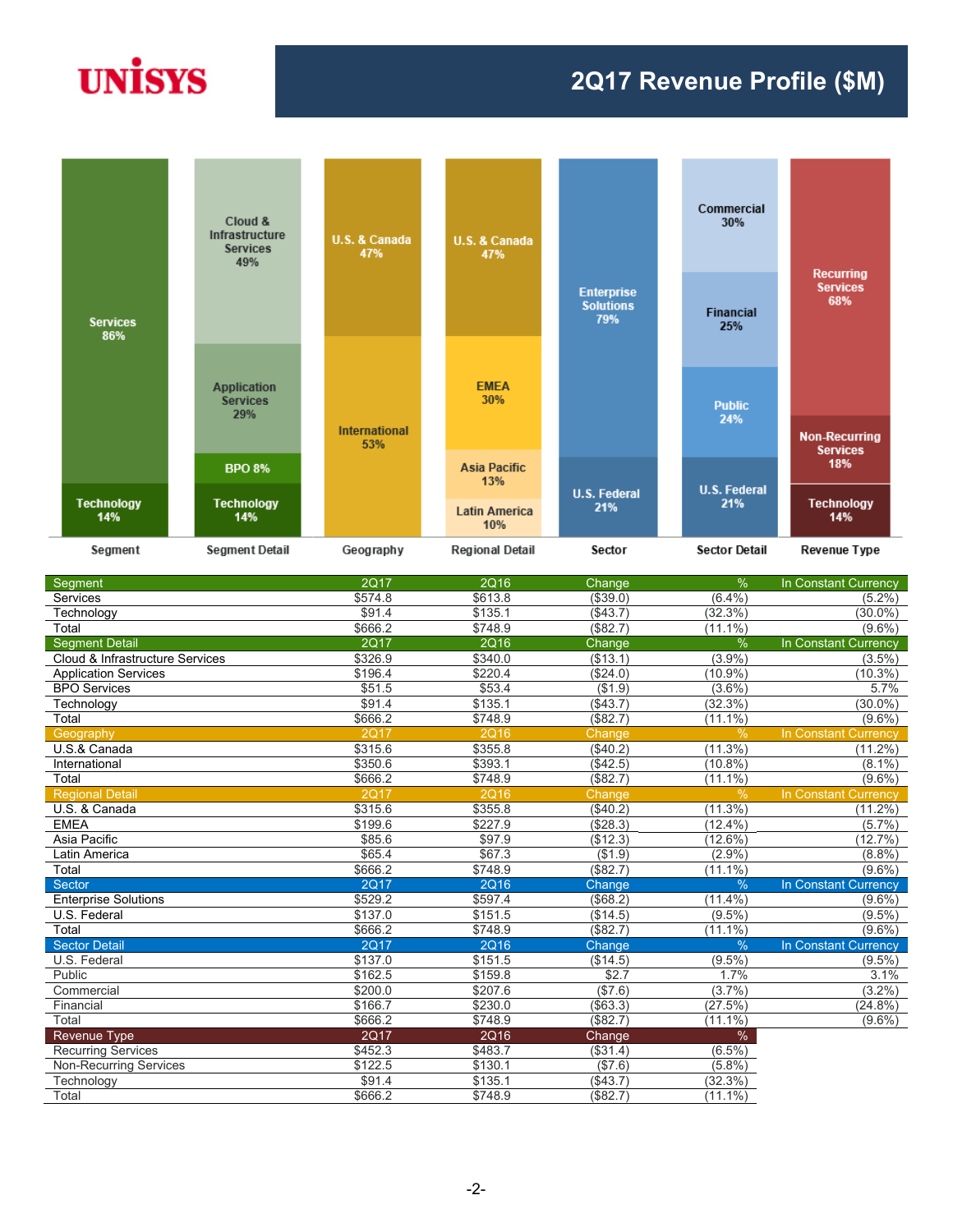# 2Q17 Revenue Profile ($M)

| Segment | 2Q17 | 2Q16 | Change | % | In Constant Currency |
|---|---|---|---|---|---|
| Services | $574.8 | $613.8 | ($39.0) | (6.4%) | (5.2%) |
| Technology | $91.4 | $135.1 | ($43.7) | (32.3%) | (30.0%) |
| Total | $666.2 | $748.9 | ($82.7) | (11.1%) | (9.6%) |

| Segment Detail | 2Q17 | 2Q16 | Change | % | In Constant Currency |
|---|---|---|---|---|---|
| Cloud & Infrastructure Services | $326.9 | $340.0 | ($13.1) | (3.9%) | (3.5%) |
| Application Services | $196.4 | $220.4 | ($24.0) | (10.9%) | (10.3%) |
| BPO Services | $51.5 | $53.4 | ($1.9) | (3.6%) | 5.7% |
| Technology | $91.4 | $135.1 | ($43.7) | (32.3%) | (30.0%) |
| Total | $666.2 | $748.9 | ($82.7) | (11.1%) | (9.6%) |

| Geography | 2Q17 | 2Q16 | Change | % | In Constant Currency |
|---|---|---|---|---|---|
| U.S.& Canada | $315.6 | $355.8 | ($40.2) | (11.3%) | (11.2%) |
| International | $350.6 | $393.1 | ($42.5) | (10.8%) | (8.1%) |
| Total | $666.2 | $748.9 | ($82.7) | (11.1%) | (9.6%) |

| Regional Detail | 2Q17 | 2Q16 | Change | % | In Constant Currency |
|---|---|---|---|---|---|
| U.S. & Canada | $315.6 | $355.8 | ($40.2) | (11.3%) | (11.2%) |
| EMEA | $199.6 | $227.9 | ($28.3) | (12.4%) | (5.7%) |
| Asia Pacific | $85.6 | $97.9 | ($12.3) | (12.6%) | (12.7%) |
| Latin America | $65.4 | $67.3 | ($1.9) | (2.9%) | (8.8%) |
| Total | $666.2 | $748.9 | ($82.7) | (11.1%) | (9.6%) |

| Sector | 2Q17 | 2Q16 | Change | % | In Constant Currency |
|---|---|---|---|---|---|
| Enterprise Solutions | $529.2 | $597.4 | ($68.2) | (11.4%) | (9.6%) |
| U.S. Federal | $137.0 | $151.5 | ($14.5) | (9.5%) | (9.5%) |
| Total | $666.2 | $748.9 | ($82.7) | (11.1%) | (9.6%) |

| Sector Detail | 2Q17 | 2Q16 | Change | % | In Constant Currency |
|---|---|---|---|---|---|
| U.S. Federal | $137.0 | $151.5 | ($14.5) | (9.5%) | (9.5%) |
| Public | $162.5 | $159.8 | $2.7 | 1.7% | 3.1% |
| Commercial | $200.0 | $207.6 | ($7.6) | (3.7%) | (3.2%) |
| Financial | $166.7 | $230.0 | ($63.3) | (27.5%) | (24.8%) |
| Total | $666.2 | $748.9 | ($82.7) | (11.1%) | (9.6%) |

| Revenue Type | 2Q17 | 2Q16 | Change | % |
|---|---|---|---|---|
| Recurring Services | $452.3 | $483.7 | ($31.4) | (6.5%) |
| Non-Recurring Services | $122.5 | $130.1 | ($7.6) | (5.8%) |
| Technology | $91.4 | $135.1 | ($43.7) | (32.3%) |
| Total | $666.2 | $748.9 | ($82.7) | (11.1%) |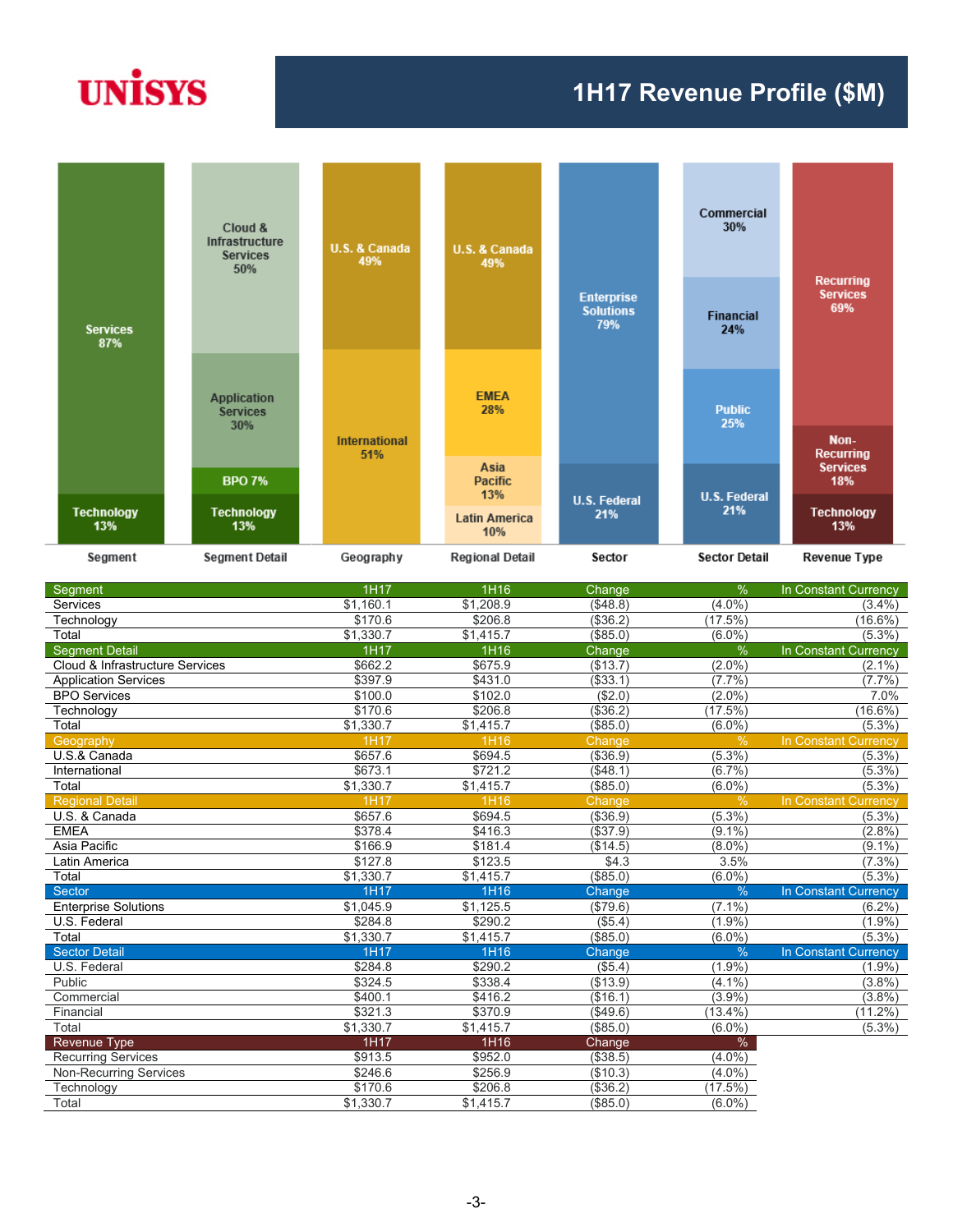# 1H17 Revenue Profile ($M)

Services 87%
Technology 13%
Segment

Cloud & Infrastructure Services 50%
Application Services 30%
BPO 7%
Technology 13%
Segment Detail

U.S. & Canada 49%
International 51%
Geography

U.S. & Canada 49%
EMEA 28%
Asia Pacific 13%
Latin America 10%
Regional Detail

Enterprise Solutions 79%
U.S. Federal 21%
Sector

Commercial 30%
Financial 24%
Public 25%
U.S. Federal 21%
Sector Detail

Recurring Services 69%
Non-Recurring Services 18%
Technology 13%
Revenue Type

| Segment | 1H17 | 1H16 | Change | % | In Constant Currency |
|---|---|---|---|---|---|
| Services | $1,160.1 | $1,208.9 | ($48.8) | (4.0%) | (3.4%) |
| Technology | $170.6 | $206.8 | ($36.2) | (17.5%) | (16.6%) |
| Total | $1,330.7 | $1,415.7 | ($85.0) | (6.0%) | (5.3%) |
| **Segment Detail** | **1H17** | **1H16** | **Change** | **%** | **In Constant Currency** |
| Cloud & Infrastructure Services | $662.2 | $675.9 | ($13.7) | (2.0%) | (2.1%) |
| Application Services | $397.9 | $431.0 | ($33.1) | (7.7%) | (7.7%) |
| BPO Services | $100.0 | $102.0 | ($2.0) | (2.0%) | 7.0% |
| Technology | $170.6 | $206.8 | ($36.2) | (17.5%) | (16.6%) |
| Total | $1,330.7 | $1,415.7 | ($85.0) | (6.0%) | (5.3%) |
| **Geography** | **1H17** | **1H16** | **Change** | **%** | **In Constant Currency** |
| U.S.& Canada | $657.6 | $694.5 | ($36.9) | (5.3%) | (5.3%) |
| International | $673.1 | $721.2 | ($48.1) | (6.7%) | (5.3%) |
| Total | $1,330.7 | $1,415.7 | ($85.0) | (6.0%) | (5.3%) |
| **Regional Detail** | **1H17** | **1H16** | **Change** | **%** | **In Constant Currency** |
| U.S. & Canada | $657.6 | $694.5 | ($36.9) | (5.3%) | (5.3%) |
| EMEA | $378.4 | $416.3 | ($37.9) | (9.1%) | (2.8%) |
| Asia Pacific | $166.9 | $181.4 | ($14.5) | (8.0%) | (9.1%) |
| Latin America | $127.8 | $123.5 | $4.3 | 3.5% | (7.3%) |
| Total | $1,330.7 | $1,415.7 | ($85.0) | (6.0%) | (5.3%) |
| **Sector** | **1H17** | **1H16** | **Change** | **%** | **In Constant Currency** |
| Enterprise Solutions | $1,045.9 | $1,125.5 | ($79.6) | (7.1%) | (6.2%) |
| U.S. Federal | $284.8 | $290.2 | ($5.4) | (1.9%) | (1.9%) |
| Total | $1,330.7 | $1,415.7 | ($85.0) | (6.0%) | (5.3%) |
| **Sector Detail** | **1H17** | **1H16** | **Change** | **%** | **In Constant Currency** |
| U.S. Federal | $284.8 | $290.2 | ($5.4) | (1.9%) | (1.9%) |
| Public | $324.5 | $338.4 | ($13.9) | (4.1%) | (3.8%) |
| Commercial | $400.1 | $416.2 | ($16.1) | (3.9%) | (3.8%) |
| Financial | $321.3 | $370.9 | ($49.6) | (13.4%) | (11.2%) |
| Total | $1,330.7 | $1,415.7 | ($85.0) | (6.0%) | (5.3%) |
| **Revenue Type** | **1H17** | **1H16** | **Change** | **%** | |
| Recurring Services | $913.5 | $952.0 | ($38.5) | (4.0%) | |
| Non-Recurring Services | $246.6 | $256.9 | ($10.3) | (4.0%) | |
| Technology | $170.6 | $206.8 | ($36.2) | (17.5%) | |
| Total | $1,330.7 | $1,415.7 | ($85.0) | (6.0%) | |